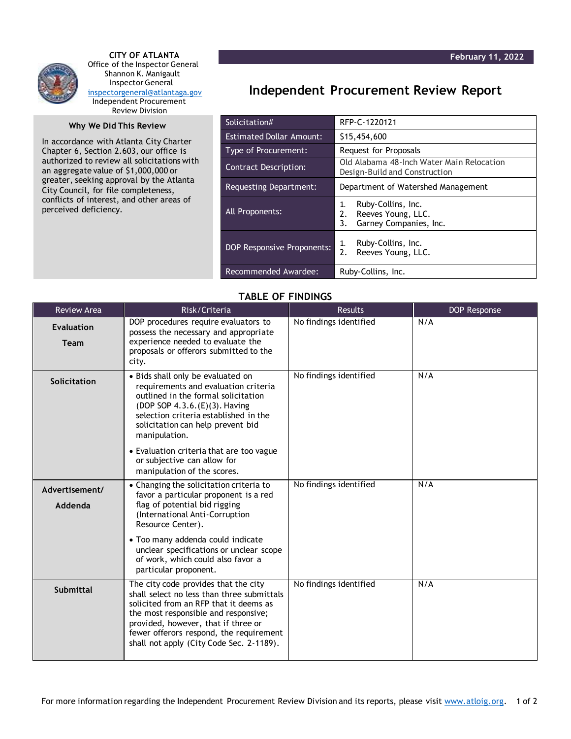**CITY OF ATLANTA**
Office of the Inspector General
Shannon K. Manigault
Inspector General
inspectorgeneral@atlantaga.gov
Independent Procurement Review Division

**February 11, 2022**

# Independent Procurement Review Report

### Why We Did This Review

In accordance with Atlanta City Charter Chapter 6, Section 2.603, our office is authorized to review all solicitations with an aggregate value of $1,000,000 or greater, seeking approval by the Atlanta City Council, for file completeness, conflicts of interest, and other areas of perceived deficiency.

| | |
|---|---|
| Solicitation# | RFP-C-1220121 |
| Estimated Dollar Amount: | $15,454,600 |
| Type of Procurement: | Request for Proposals |
| Contract Description: | Old Alabama 48-Inch Water Main Relocation Design-Build and Construction |
| Requesting Department: | Department of Watershed Management |
| All Proponents: | 1. Ruby-Collins, Inc.<br>2. Reeves Young, LLC.<br>3. Garney Companies, Inc. |
| DOP Responsive Proponents: | 1. Ruby-Collins, Inc.<br>2. Reeves Young, LLC. |
| Recommended Awardee: | Ruby-Collins, Inc. |

## TABLE OF FINDINGS

| Review Area | Risk/Criteria | Results | DOP Response |
|---|---|---|---|
| **Evaluation Team** | DOP procedures require evaluators to possess the necessary and appropriate experience needed to evaluate the proposals or offerors submitted to the city. | No findings identified | N/A |
| **Solicitation** | • Bids shall only be evaluated on requirements and evaluation criteria outlined in the formal solicitation (DOP SOP 4.3.6.(E)(3). Having selection criteria established in the solicitation can help prevent bid manipulation.<br>• Evaluation criteria that are too vague or subjective can allow for manipulation of the scores. | No findings identified | N/A |
| **Advertisement/ Addenda** | • Changing the solicitation criteria to favor a particular proponent is a red flag of potential bid rigging (International Anti-Corruption Resource Center).<br>• Too many addenda could indicate unclear specifications or unclear scope of work, which could also favor a particular proponent. | No findings identified | N/A |
| **Submittal** | The city code provides that the city shall select no less than three submittals solicited from an RFP that it deems as the most responsible and responsive; provided, however, that if three or fewer offerors respond, the requirement shall not apply (City Code Sec. 2-1189). | No findings identified | N/A |

For more information regarding the Independent Procurement Review Division and its reports, please visit www.atloig.org.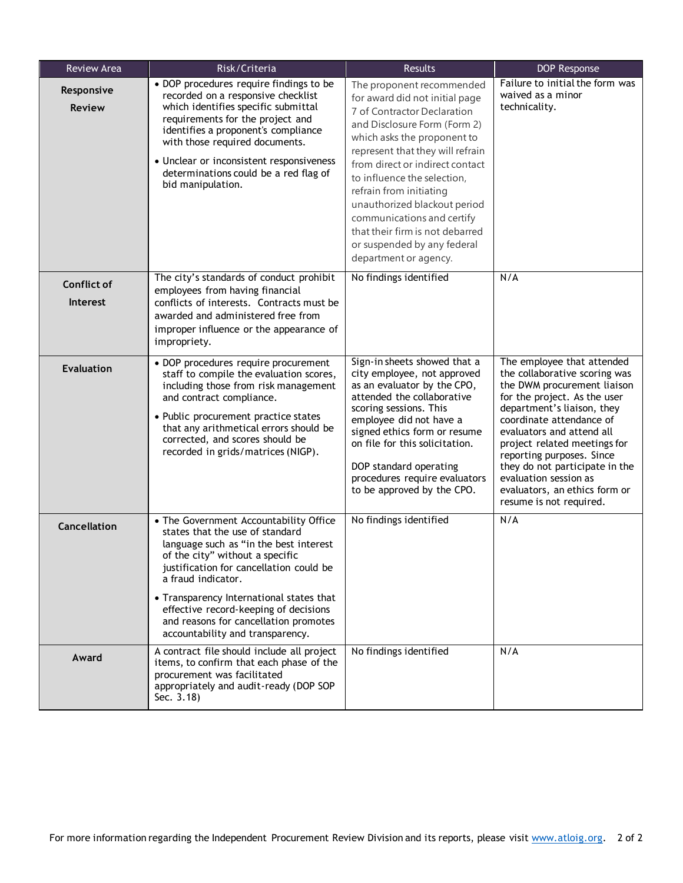| Review Area | Risk/Criteria | Results | DOP Response |
|---|---|---|---|
| **Responsive Review** | • DOP procedures require findings to be recorded on a responsive checklist which identifies specific submittal requirements for the project and identifies a proponent's compliance with those required documents.<br>• Unclear or inconsistent responsiveness determinations could be a red flag of bid manipulation. | The proponent recommended for award did not initial page 7 of Contractor Declaration and Disclosure Form (Form 2) which asks the proponent to represent that they will refrain from direct or indirect contact to influence the selection, refrain from initiating unauthorized blackout period communications and certify that their firm is not debarred or suspended by any federal department or agency. | Failure to initial the form was waived as a minor technicality. |
| **Conflict of Interest** | The city's standards of conduct prohibit employees from having financial conflicts of interests. Contracts must be awarded and administered free from improper influence or the appearance of impropriety. | No findings identified | N/A |
| **Evaluation** | • DOP procedures require procurement staff to compile the evaluation scores, including those from risk management and contract compliance.<br>• Public procurement practice states that any arithmetical errors should be corrected, and scores should be recorded in grids/matrices (NIGP). | Sign-in sheets showed that a city employee, not approved as an evaluator by the CPO, attended the collaborative scoring sessions. This employee did not have a signed ethics form or resume on file for this solicitation.<br><br>DOP standard operating procedures require evaluators to be approved by the CPO. | The employee that attended the collaborative scoring was the DWM procurement liaison for the project. As the user department's liaison, they coordinate attendance of evaluators and attend all project related meetings for reporting purposes. Since they do not participate in the evaluation session as evaluators, an ethics form or resume is not required. |
| **Cancellation** | • The Government Accountability Office states that the use of standard language such as "in the best interest of the city" without a specific justification for cancellation could be a fraud indicator.<br>• Transparency International states that effective record-keeping of decisions and reasons for cancellation promotes accountability and transparency. | No findings identified | N/A |
| **Award** | A contract file should include all project items, to confirm that each phase of the procurement was facilitated appropriately and audit-ready (DOP SOP Sec. 3.18) | No findings identified | N/A |

For more information regarding the Independent Procurement Review Division and its reports, please visit www.atloig.org.